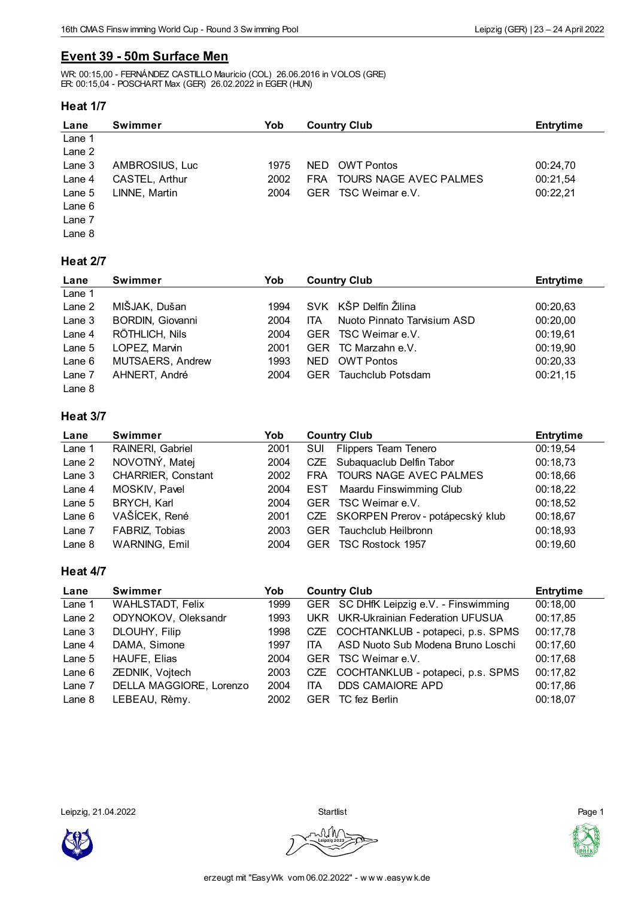## Event 39 - 50m Surface Men

WR: 00:15,00 - FERNÁNDEZ CASTILLO Mauricio (COL) 26.06.2016 in VOLOS (GRE)
ER: 00:15,04 - POSCHART Max (GER) 26.02.2022 in EGER (HUN)

### Heat 1/7

| Lane | Swimmer | Yob | Country | Club | Entrytime |
|---|---|---|---|---|---|
| Lane 1 | | | | | |
| Lane 2 | | | | | |
| Lane 3 | AMBROSIUS, Luc | 1975 | NED | OWT Pontos | 00:24,70 |
| Lane 4 | CASTEL, Arthur | 2002 | FRA | TOURS NAGE AVEC PALMES | 00:21,54 |
| Lane 5 | LINNE, Martin | 2004 | GER | TSC Weimar e.V. | 00:22,21 |
| Lane 6 | | | | | |
| Lane 7 | | | | | |
| Lane 8 | | | | | |

### Heat 2/7

| Lane | Swimmer | Yob | Country | Club | Entrytime |
|---|---|---|---|---|---|
| Lane 1 | | | | | |
| Lane 2 | MIŠJAK, Dušan | 1994 | SVK | KŠP Delfín Žilina | 00:20,63 |
| Lane 3 | BORDIN, Giovanni | 2004 | ITA | Nuoto Pinnato Tarvisium ASD | 00:20,00 |
| Lane 4 | RÖTHLICH, Nils | 2004 | GER | TSC Weimar e.V. | 00:19,61 |
| Lane 5 | LOPEZ, Marvin | 2001 | GER | TC Marzahn e.V. | 00:19,90 |
| Lane 6 | MUTSAERS, Andrew | 1993 | NED | OWT Pontos | 00:20,33 |
| Lane 7 | AHNERT, André | 2004 | GER | Tauchclub Potsdam | 00:21,15 |
| Lane 8 | | | | | |

### Heat 3/7

| Lane | Swimmer | Yob | Country | Club | Entrytime |
|---|---|---|---|---|---|
| Lane 1 | RAINERI, Gabriel | 2001 | SUI | Flippers Team Tenero | 00:19,54 |
| Lane 2 | NOVOTNÝ, Matej | 2004 | CZE | Subaquaclub Delfin Tabor | 00:18,73 |
| Lane 3 | CHARRIER, Constant | 2002 | FRA | TOURS NAGE AVEC PALMES | 00:18,66 |
| Lane 4 | MOSKIV, Pavel | 2004 | EST | Maardu Finswimming Club | 00:18,22 |
| Lane 5 | BRYCH, Karl | 2004 | GER | TSC Weimar e.V. | 00:18,52 |
| Lane 6 | VAŠÍCEK, René | 2001 | CZE | SKORPEN Prerov - potápecský klub | 00:18,67 |
| Lane 7 | FABRIZ, Tobias | 2003 | GER | Tauchclub Heilbronn | 00:18,93 |
| Lane 8 | WARNING, Emil | 2004 | GER | TSC Rostock 1957 | 00:19,60 |

### Heat 4/7

| Lane | Swimmer | Yob | Country | Club | Entrytime |
|---|---|---|---|---|---|
| Lane 1 | WAHLSTADT, Felix | 1999 | GER | SC DHfK Leipzig e.V. - Finswimming | 00:18,00 |
| Lane 2 | ODYNOKOV, Oleksandr | 1993 | UKR | UKR-Ukrainian Federation UFUSUA | 00:17,85 |
| Lane 3 | DLOUHY, Filip | 1998 | CZE | COCHTANKLUB - potapeci, p.s. SPMS | 00:17,78 |
| Lane 4 | DAMA, Simone | 1997 | ITA | ASD Nuoto Sub Modena Bruno Loschi | 00:17,60 |
| Lane 5 | HAUFE, Elias | 2004 | GER | TSC Weimar e.V. | 00:17,68 |
| Lane 6 | ZEDNIK, Vojtech | 2003 | CZE | COCHTANKLUB - potapeci, p.s. SPMS | 00:17,82 |
| Lane 7 | DELLA MAGGIORE, Lorenzo | 2004 | ITA | DDS CAMAIORE APD | 00:17,86 |
| Lane 8 | LEBEAU, Rèmy. | 2002 | GER | TC fez Berlin | 00:18,07 |

Leipzig, 21.04.2022 Startlist

erzeugt mit "EasyWk vom 06.02.2022" - www.easywk.de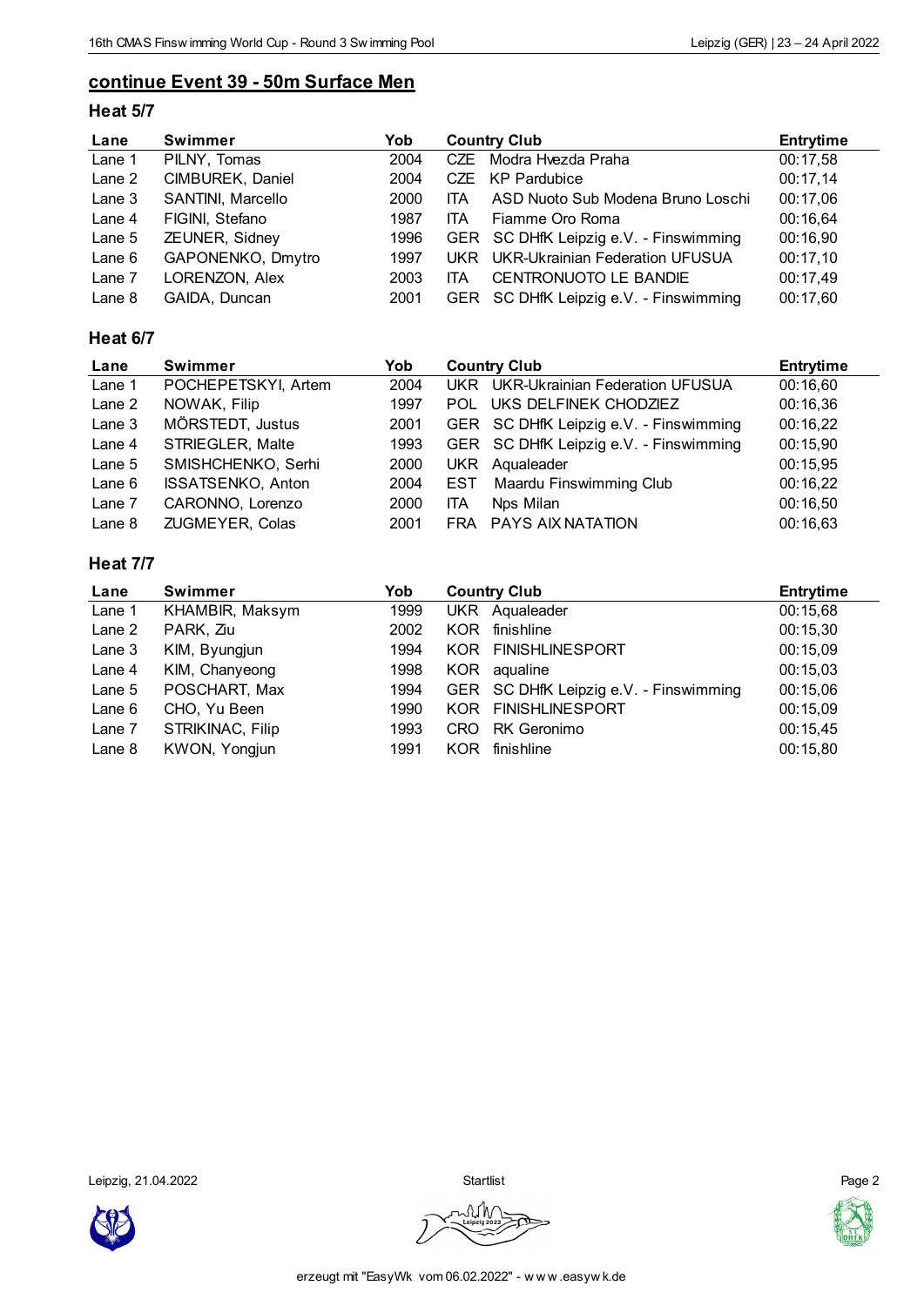## continue Event 39 - 50m Surface Men

### Heat 5/7

| Lane | Swimmer | Yob | Country | Club | Entrytime |
|---|---|---|---|---|---|
| Lane 1 | PILNY, Tomas | 2004 | CZE | Modra Hvezda Praha | 00:17,58 |
| Lane 2 | CIMBUREK, Daniel | 2004 | CZE | KP Pardubice | 00:17,14 |
| Lane 3 | SANTINI, Marcello | 2000 | ITA | ASD Nuoto Sub Modena Bruno Loschi | 00:17,06 |
| Lane 4 | FIGINI, Stefano | 1987 | ITA | Fiamme Oro Roma | 00:16,64 |
| Lane 5 | ZEUNER, Sidney | 1996 | GER | SC DHfK Leipzig e.V. - Finswimming | 00:16,90 |
| Lane 6 | GAPONENKO, Dmytro | 1997 | UKR | UKR-Ukrainian Federation UFUSUA | 00:17,10 |
| Lane 7 | LORENZON, Alex | 2003 | ITA | CENTRONUOTO LE BANDIE | 00:17,49 |
| Lane 8 | GAIDA, Duncan | 2001 | GER | SC DHfK Leipzig e.V. - Finswimming | 00:17,60 |

### Heat 6/7

| Lane | Swimmer | Yob | Country | Club | Entrytime |
|---|---|---|---|---|---|
| Lane 1 | POCHEPETSKYI, Artem | 2004 | UKR | UKR-Ukrainian Federation UFUSUA | 00:16,60 |
| Lane 2 | NOWAK, Filip | 1997 | POL | UKS DELFINEK CHODZIEZ | 00:16,36 |
| Lane 3 | MÖRSTEDT, Justus | 2001 | GER | SC DHfK Leipzig e.V. - Finswimming | 00:16,22 |
| Lane 4 | STRIEGLER, Malte | 1993 | GER | SC DHfK Leipzig e.V. - Finswimming | 00:15,90 |
| Lane 5 | SMISHCHENKO, Serhi | 2000 | UKR | Aqualeader | 00:15,95 |
| Lane 6 | ISSATSENKO, Anton | 2004 | EST | Maardu Finswimming Club | 00:16,22 |
| Lane 7 | CARONNO, Lorenzo | 2000 | ITA | Nps Milan | 00:16,50 |
| Lane 8 | ZUGMEYER, Colas | 2001 | FRA | PAYS AIX NATATION | 00:16,63 |

### Heat 7/7

| Lane | Swimmer | Yob | Country | Club | Entrytime |
|---|---|---|---|---|---|
| Lane 1 | KHAMBIR, Maksym | 1999 | UKR | Aqualeader | 00:15,68 |
| Lane 2 | PARK, Ziu | 2002 | KOR | finishline | 00:15,30 |
| Lane 3 | KIM, Byungjun | 1994 | KOR | FINISHLINESPORT | 00:15,09 |
| Lane 4 | KIM, Chanyeong | 1998 | KOR | aqualine | 00:15,03 |
| Lane 5 | POSCHART, Max | 1994 | GER | SC DHfK Leipzig e.V. - Finswimming | 00:15,06 |
| Lane 6 | CHO, Yu Been | 1990 | KOR | FINISHLINESPORT | 00:15,09 |
| Lane 7 | STRIKINAC, Filip | 1993 | CRO | RK Geronimo | 00:15,45 |
| Lane 8 | KWON, Yongjun | 1991 | KOR | finishline | 00:15,80 |

Leipzig, 21.04.2022 — Startlist

erzeugt mit "EasyWk vom 06.02.2022" - www.easywk.de